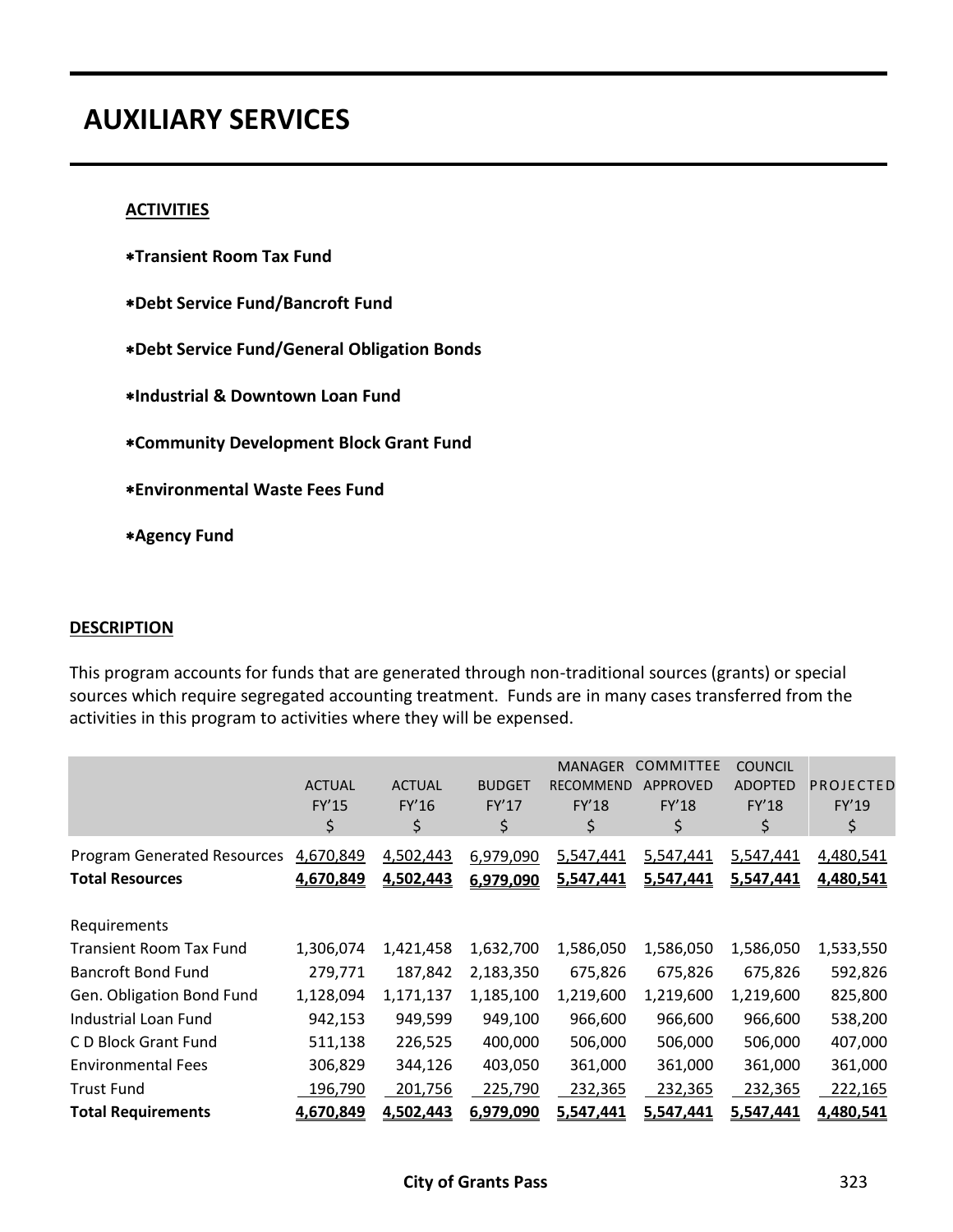# AUXILIARY SERVICES

**ACTIVITIES**

- **Transient Room Tax Fund**
- **Debt Service Fund/Bancroft Fund**
- **Debt Service Fund/General Obligation Bonds**
- **Industrial & Downtown Loan Fund**
- **Community Development Block Grant Fund**
- **Environmental Waste Fees Fund**
- **Agency Fund**

**DESCRIPTION**

This program accounts for funds that are generated through non-traditional sources (grants) or special sources which require segregated accounting treatment. Funds are in many cases transferred from the activities in this program to activities where they will be expensed.

| | ACTUAL FY'15 $ | ACTUAL FY'16 $ | BUDGET FY'17 $ | MANAGER RECOMMEND FY'18 $ | COMMITTEE APPROVED FY'18 $ | COUNCIL ADOPTED FY'18 $ | PROJECTED FY'19 $ |
|---|---|---|---|---|---|---|---|
| Program Generated Resources | 4,670,849 | 4,502,443 | 6,979,090 | 5,547,441 | 5,547,441 | 5,547,441 | 4,480,541 |
| **Total Resources** | **4,670,849** | **4,502,443** | **6,979,090** | **5,547,441** | **5,547,441** | **5,547,441** | **4,480,541** |
| Requirements | | | | | | | |
| Transient Room Tax Fund | 1,306,074 | 1,421,458 | 1,632,700 | 1,586,050 | 1,586,050 | 1,586,050 | 1,533,550 |
| Bancroft Bond Fund | 279,771 | 187,842 | 2,183,350 | 675,826 | 675,826 | 675,826 | 592,826 |
| Gen. Obligation Bond Fund | 1,128,094 | 1,171,137 | 1,185,100 | 1,219,600 | 1,219,600 | 1,219,600 | 825,800 |
| Industrial Loan Fund | 942,153 | 949,599 | 949,100 | 966,600 | 966,600 | 966,600 | 538,200 |
| C D Block Grant Fund | 511,138 | 226,525 | 400,000 | 506,000 | 506,000 | 506,000 | 407,000 |
| Environmental Fees | 306,829 | 344,126 | 403,050 | 361,000 | 361,000 | 361,000 | 361,000 |
| Trust Fund | 196,790 | 201,756 | 225,790 | 232,365 | 232,365 | 232,365 | 222,165 |
| **Total Requirements** | **4,670,849** | **4,502,443** | **6,979,090** | **5,547,441** | **5,547,441** | **5,547,441** | **4,480,541** |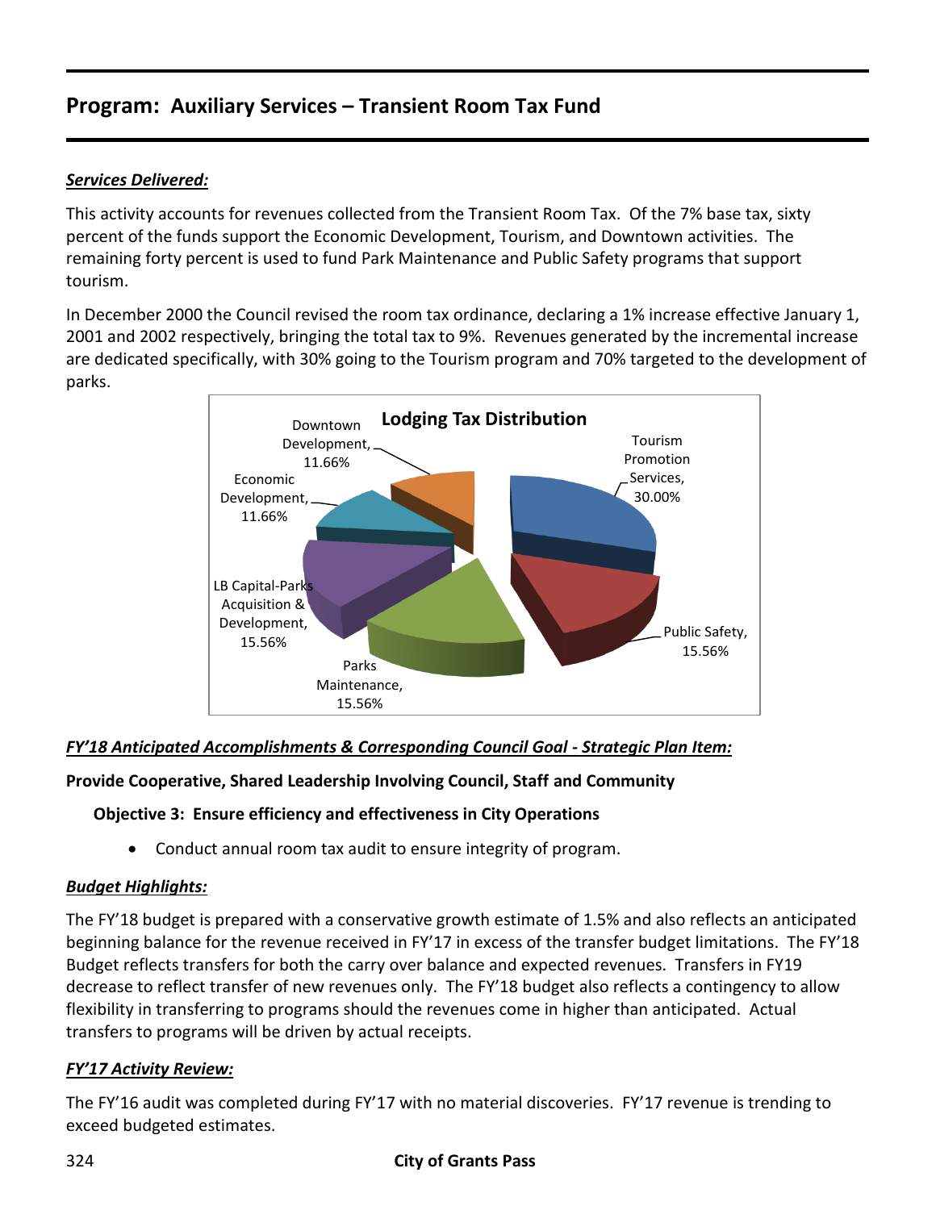## Program: Auxiliary Services – Transient Room Tax Fund

***Services Delivered:***

This activity accounts for revenues collected from the Transient Room Tax. Of the 7% base tax, sixty percent of the funds support the Economic Development, Tourism, and Downtown activities. The remaining forty percent is used to fund Park Maintenance and Public Safety programs that support tourism.

In December 2000 the Council revised the room tax ordinance, declaring a 1% increase effective January 1, 2001 and 2002 respectively, bringing the total tax to 9%. Revenues generated by the incremental increase are dedicated specifically, with 30% going to the Tourism program and 70% targeted to the development of parks.

**Lodging Tax Distribution**

- Tourism Promotion Services, 30.00%
- Public Safety, 15.56%
- Parks Maintenance, 15.56%
- LB Capital-Parks Acquisition & Development, 15.56%
- Economic Development, 11.66%
- Downtown Development, 11.66%

***FY'18 Anticipated Accomplishments & Corresponding Council Goal - Strategic Plan Item:***

**Provide Cooperative, Shared Leadership Involving Council, Staff and Community**

**Objective 3: Ensure efficiency and effectiveness in City Operations**

- Conduct annual room tax audit to ensure integrity of program.

***Budget Highlights:***

The FY'18 budget is prepared with a conservative growth estimate of 1.5% and also reflects an anticipated beginning balance for the revenue received in FY'17 in excess of the transfer budget limitations. The FY'18 Budget reflects transfers for both the carry over balance and expected revenues. Transfers in FY19 decrease to reflect transfer of new revenues only. The FY'18 budget also reflects a contingency to allow flexibility in transferring to programs should the revenues come in higher than anticipated. Actual transfers to programs will be driven by actual receipts.

***FY'17 Activity Review:***

The FY'16 audit was completed during FY'17 with no material discoveries. FY'17 revenue is trending to exceed budgeted estimates.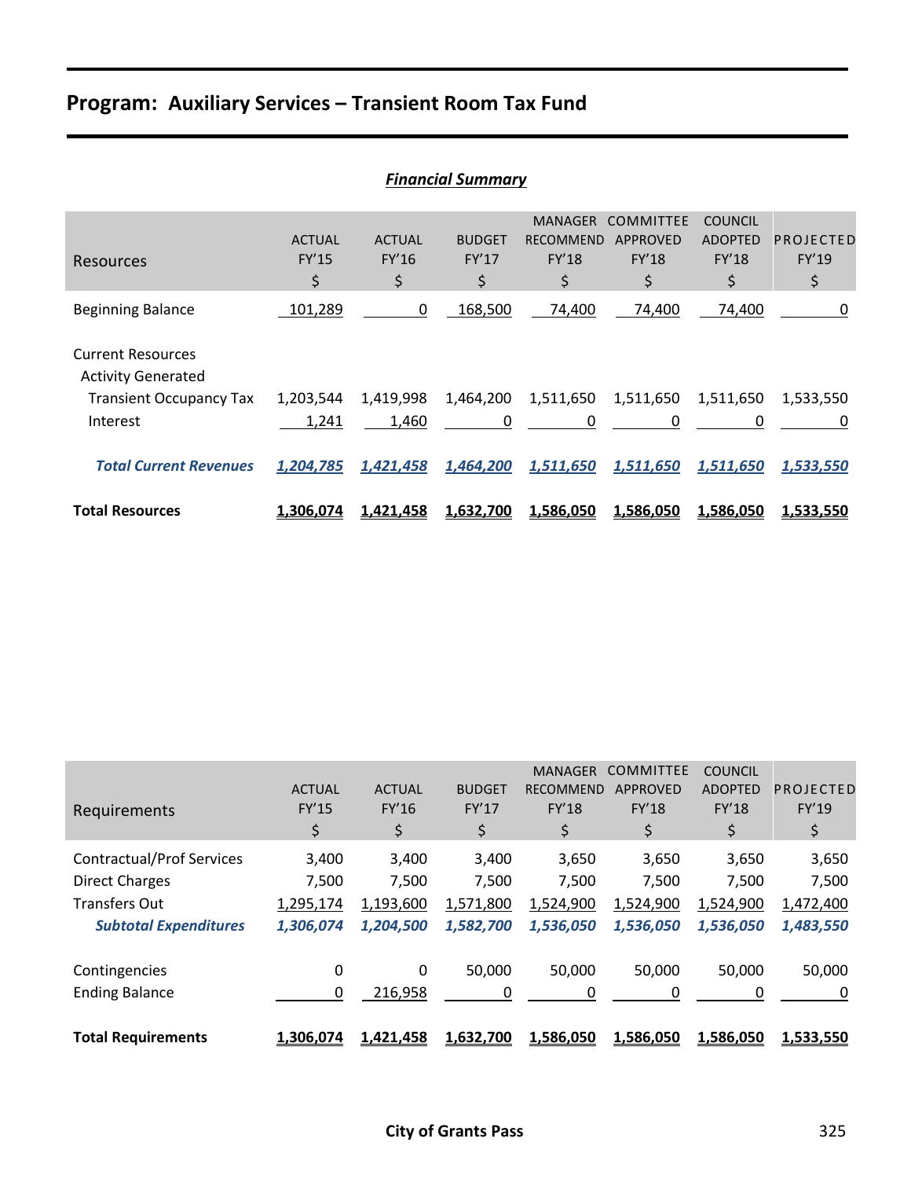# Program: Auxiliary Services – Transient Room Tax Fund

## *Financial Summary*

| Resources | ACTUAL FY'15 $ | ACTUAL FY'16 $ | BUDGET FY'17 $ | MANAGER RECOMMEND FY'18 $ | COMMITTEE APPROVED FY'18 $ | COUNCIL ADOPTED FY'18 $ | PROJECTED FY'19 $ |
|---|---|---|---|---|---|---|---|
| Beginning Balance | 101,289 | 0 | 168,500 | 74,400 | 74,400 | 74,400 | 0 |
| Current Resources | | | | | | | |
| Activity Generated | | | | | | | |
| Transient Occupancy Tax | 1,203,544 | 1,419,998 | 1,464,200 | 1,511,650 | 1,511,650 | 1,511,650 | 1,533,550 |
| Interest | 1,241 | 1,460 | 0 | 0 | 0 | 0 | 0 |
| ***Total Current Revenues*** | ***1,204,785*** | ***1,421,458*** | ***1,464,200*** | ***1,511,650*** | ***1,511,650*** | ***1,511,650*** | ***1,533,550*** |
| **Total Resources** | **1,306,074** | **1,421,458** | **1,632,700** | **1,586,050** | **1,586,050** | **1,586,050** | **1,533,550** |

| Requirements | ACTUAL FY'15 $ | ACTUAL FY'16 $ | BUDGET FY'17 $ | MANAGER RECOMMEND FY'18 $ | COMMITTEE APPROVED FY'18 $ | COUNCIL ADOPTED FY'18 $ | PROJECTED FY'19 $ |
|---|---|---|---|---|---|---|---|
| Contractual/Prof Services | 3,400 | 3,400 | 3,400 | 3,650 | 3,650 | 3,650 | 3,650 |
| Direct Charges | 7,500 | 7,500 | 7,500 | 7,500 | 7,500 | 7,500 | 7,500 |
| Transfers Out | 1,295,174 | 1,193,600 | 1,571,800 | 1,524,900 | 1,524,900 | 1,524,900 | 1,472,400 |
| ***Subtotal Expenditures*** | ***1,306,074*** | ***1,204,500*** | ***1,582,700*** | ***1,536,050*** | ***1,536,050*** | ***1,536,050*** | ***1,483,550*** |
| Contingencies | 0 | 0 | 50,000 | 50,000 | 50,000 | 50,000 | 50,000 |
| Ending Balance | 0 | 216,958 | 0 | 0 | 0 | 0 | 0 |
| **Total Requirements** | **1,306,074** | **1,421,458** | **1,632,700** | **1,586,050** | **1,586,050** | **1,586,050** | **1,533,550** |

City of Grants Pass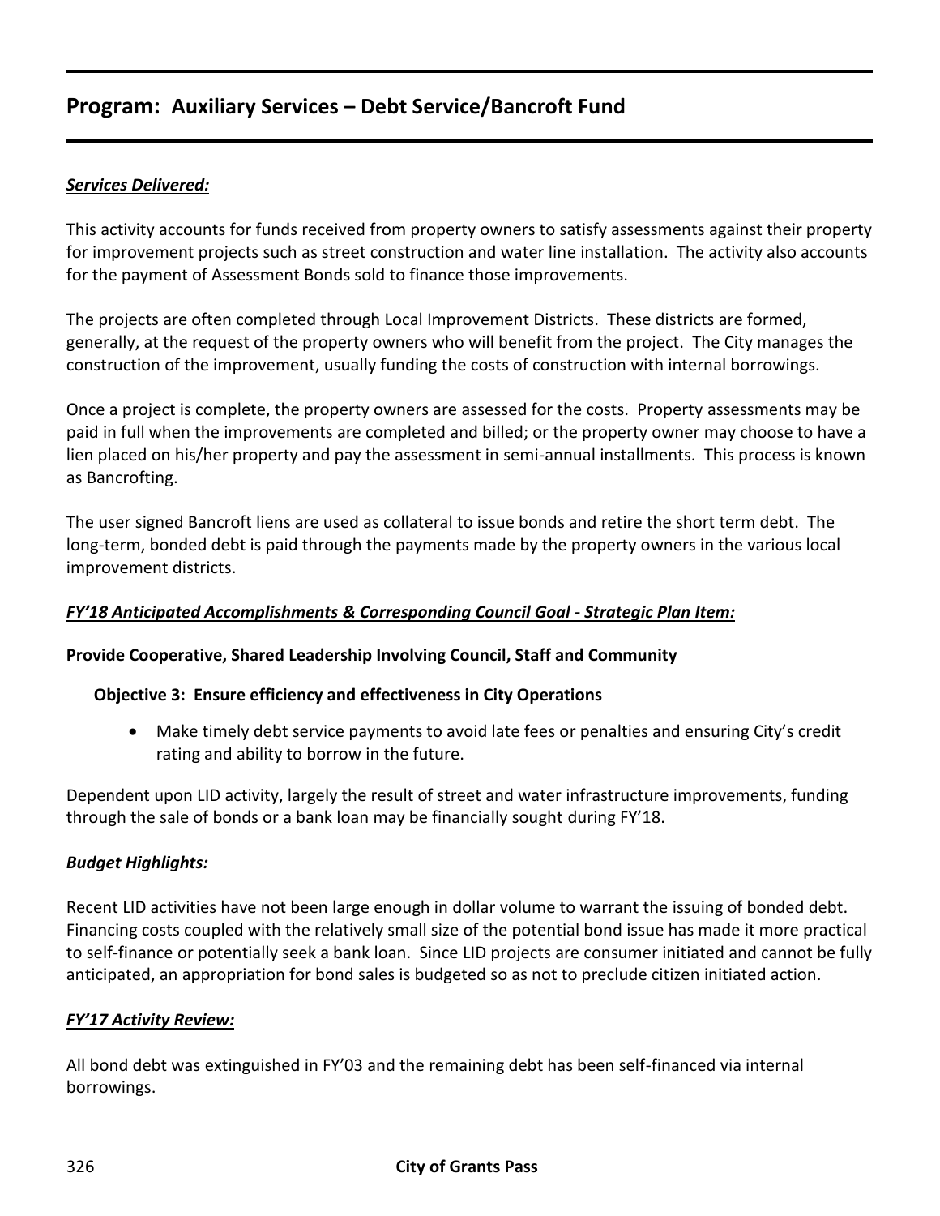# Program: Auxiliary Services – Debt Service/Bancroft Fund

***Services Delivered:***

This activity accounts for funds received from property owners to satisfy assessments against their property for improvement projects such as street construction and water line installation. The activity also accounts for the payment of Assessment Bonds sold to finance those improvements.

The projects are often completed through Local Improvement Districts. These districts are formed, generally, at the request of the property owners who will benefit from the project. The City manages the construction of the improvement, usually funding the costs of construction with internal borrowings.

Once a project is complete, the property owners are assessed for the costs. Property assessments may be paid in full when the improvements are completed and billed; or the property owner may choose to have a lien placed on his/her property and pay the assessment in semi-annual installments. This process is known as Bancrofting.

The user signed Bancroft liens are used as collateral to issue bonds and retire the short term debt. The long-term, bonded debt is paid through the payments made by the property owners in the various local improvement districts.

***FY'18 Anticipated Accomplishments & Corresponding Council Goal - Strategic Plan Item:***

**Provide Cooperative, Shared Leadership Involving Council, Staff and Community**

**Objective 3: Ensure efficiency and effectiveness in City Operations**

- Make timely debt service payments to avoid late fees or penalties and ensuring City's credit rating and ability to borrow in the future.

Dependent upon LID activity, largely the result of street and water infrastructure improvements, funding through the sale of bonds or a bank loan may be financially sought during FY'18.

***Budget Highlights:***

Recent LID activities have not been large enough in dollar volume to warrant the issuing of bonded debt. Financing costs coupled with the relatively small size of the potential bond issue has made it more practical to self-finance or potentially seek a bank loan. Since LID projects are consumer initiated and cannot be fully anticipated, an appropriation for bond sales is budgeted so as not to preclude citizen initiated action.

***FY'17 Activity Review:***

All bond debt was extinguished in FY'03 and the remaining debt has been self-financed via internal borrowings.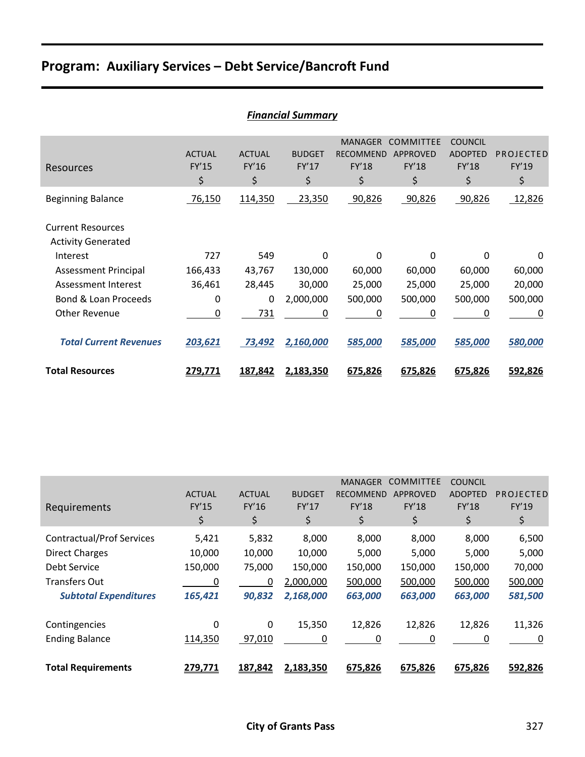## Program: Auxiliary Services – Debt Service/Bancroft Fund

***Financial Summary***

| Resources | ACTUAL FY'15 $ | ACTUAL FY'16 $ | BUDGET FY'17 $ | MANAGER RECOMMEND FY'18 $ | COMMITTEE APPROVED FY'18 $ | COUNCIL ADOPTED FY'18 $ | PROJECTED FY'19 $ |
|---|---|---|---|---|---|---|---|
| Beginning Balance | 76,150 | 114,350 | 23,350 | 90,826 | 90,826 | 90,826 | 12,826 |
| Current Resources | | | | | | | |
| Activity Generated | | | | | | | |
| Interest | 727 | 549 | 0 | 0 | 0 | 0 | 0 |
| Assessment Principal | 166,433 | 43,767 | 130,000 | 60,000 | 60,000 | 60,000 | 60,000 |
| Assessment Interest | 36,461 | 28,445 | 30,000 | 25,000 | 25,000 | 25,000 | 20,000 |
| Bond & Loan Proceeds | 0 | 0 | 2,000,000 | 500,000 | 500,000 | 500,000 | 500,000 |
| Other Revenue | 0 | 731 | 0 | 0 | 0 | 0 | 0 |
| ***Total Current Revenues*** | ***203,621*** | ***73,492*** | ***2,160,000*** | ***585,000*** | ***585,000*** | ***585,000*** | ***580,000*** |
| **Total Resources** | **279,771** | **187,842** | **2,183,350** | **675,826** | **675,826** | **675,826** | **592,826** |

| Requirements | ACTUAL FY'15 $ | ACTUAL FY'16 $ | BUDGET FY'17 $ | MANAGER RECOMMEND FY'18 $ | COMMITTEE APPROVED FY'18 $ | COUNCIL ADOPTED FY'18 $ | PROJECTED FY'19 $ |
|---|---|---|---|---|---|---|---|
| Contractual/Prof Services | 5,421 | 5,832 | 8,000 | 8,000 | 8,000 | 8,000 | 6,500 |
| Direct Charges | 10,000 | 10,000 | 10,000 | 5,000 | 5,000 | 5,000 | 5,000 |
| Debt Service | 150,000 | 75,000 | 150,000 | 150,000 | 150,000 | 150,000 | 70,000 |
| Transfers Out | 0 | 0 | 2,000,000 | 500,000 | 500,000 | 500,000 | 500,000 |
| ***Subtotal Expenditures*** | ***165,421*** | ***90,832*** | ***2,168,000*** | ***663,000*** | ***663,000*** | ***663,000*** | ***581,500*** |
| Contingencies | 0 | 0 | 15,350 | 12,826 | 12,826 | 12,826 | 11,326 |
| Ending Balance | 114,350 | 97,010 | 0 | 0 | 0 | 0 | 0 |
| **Total Requirements** | **279,771** | **187,842** | **2,183,350** | **675,826** | **675,826** | **675,826** | **592,826** |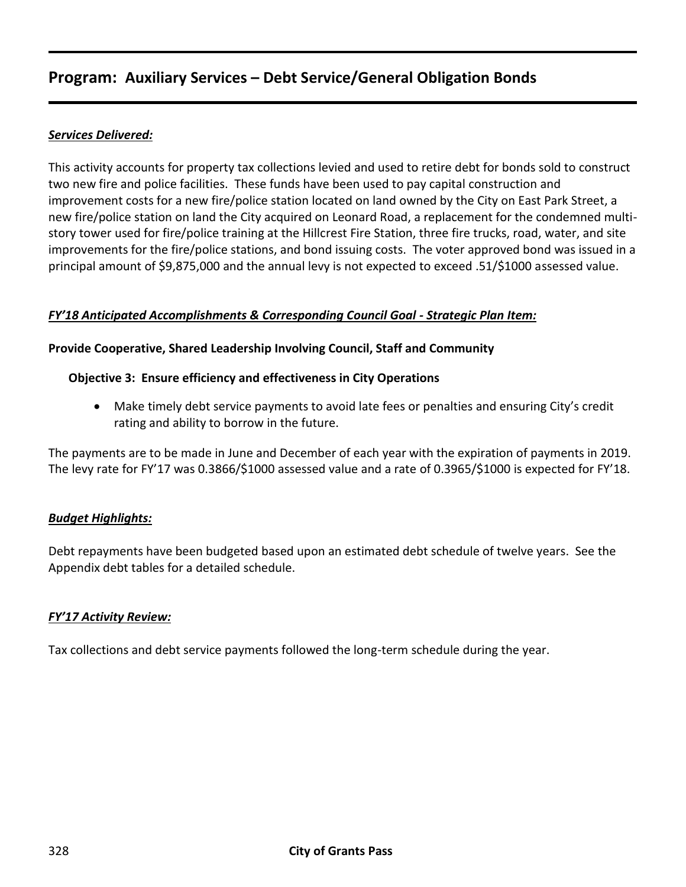## Program: Auxiliary Services – Debt Service/General Obligation Bonds

***Services Delivered:***

This activity accounts for property tax collections levied and used to retire debt for bonds sold to construct two new fire and police facilities. These funds have been used to pay capital construction and improvement costs for a new fire/police station located on land owned by the City on East Park Street, a new fire/police station on land the City acquired on Leonard Road, a replacement for the condemned multi-story tower used for fire/police training at the Hillcrest Fire Station, three fire trucks, road, water, and site improvements for the fire/police stations, and bond issuing costs. The voter approved bond was issued in a principal amount of $9,875,000 and the annual levy is not expected to exceed .51/$1000 assessed value.

***FY'18 Anticipated Accomplishments & Corresponding Council Goal - Strategic Plan Item:***

**Provide Cooperative, Shared Leadership Involving Council, Staff and Community**

**Objective 3: Ensure efficiency and effectiveness in City Operations**

- Make timely debt service payments to avoid late fees or penalties and ensuring City's credit rating and ability to borrow in the future.

The payments are to be made in June and December of each year with the expiration of payments in 2019. The levy rate for FY'17 was 0.3866/$1000 assessed value and a rate of 0.3965/$1000 is expected for FY'18.

***Budget Highlights:***

Debt repayments have been budgeted based upon an estimated debt schedule of twelve years. See the Appendix debt tables for a detailed schedule.

***FY'17 Activity Review:***

Tax collections and debt service payments followed the long-term schedule during the year.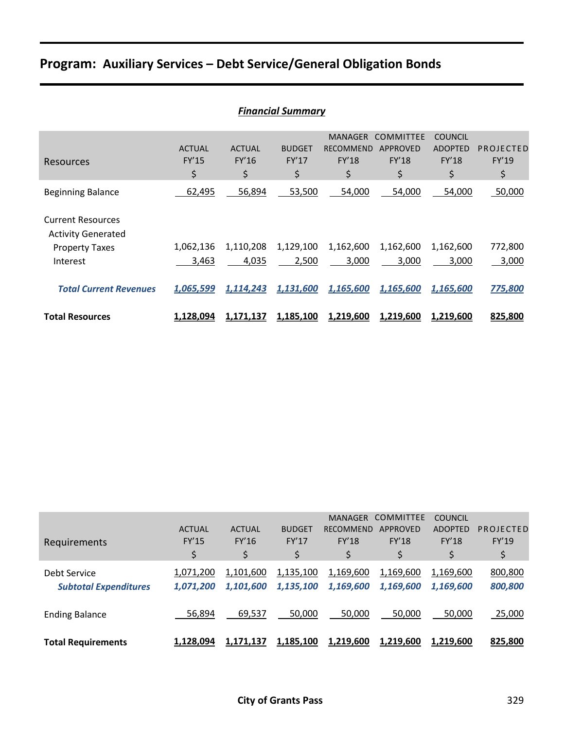## Program: Auxiliary Services – Debt Service/General Obligation Bonds

### *Financial Summary*

| Resources | ACTUAL FY'15 $ | ACTUAL FY'16 $ | BUDGET FY'17 $ | MANAGER RECOMMEND FY'18 $ | COMMITTEE APPROVED FY'18 $ | COUNCIL ADOPTED FY'18 $ | PROJECTED FY'19 $ |
|---|---|---|---|---|---|---|---|
| Beginning Balance | 62,495 | 56,894 | 53,500 | 54,000 | 54,000 | 54,000 | 50,000 |
| Current Resources | | | | | | | |
| Activity Generated | | | | | | | |
| Property Taxes | 1,062,136 | 1,110,208 | 1,129,100 | 1,162,600 | 1,162,600 | 1,162,600 | 772,800 |
| Interest | 3,463 | 4,035 | 2,500 | 3,000 | 3,000 | 3,000 | 3,000 |
| ***Total Current Revenues*** | ***1,065,599*** | ***1,114,243*** | ***1,131,600*** | ***1,165,600*** | ***1,165,600*** | ***1,165,600*** | ***775,800*** |
| **Total Resources** | **1,128,094** | **1,171,137** | **1,185,100** | **1,219,600** | **1,219,600** | **1,219,600** | **825,800** |

| Requirements | ACTUAL FY'15 $ | ACTUAL FY'16 $ | BUDGET FY'17 $ | MANAGER RECOMMEND FY'18 $ | COMMITTEE APPROVED FY'18 $ | COUNCIL ADOPTED FY'18 $ | PROJECTED FY'19 $ |
|---|---|---|---|---|---|---|---|
| Debt Service | 1,071,200 | 1,101,600 | 1,135,100 | 1,169,600 | 1,169,600 | 1,169,600 | 800,800 |
| ***Subtotal Expenditures*** | ***1,071,200*** | ***1,101,600*** | ***1,135,100*** | ***1,169,600*** | ***1,169,600*** | ***1,169,600*** | ***800,800*** |
| Ending Balance | 56,894 | 69,537 | 50,000 | 50,000 | 50,000 | 50,000 | 25,000 |
| **Total Requirements** | **1,128,094** | **1,171,137** | **1,185,100** | **1,219,600** | **1,219,600** | **1,219,600** | **825,800** |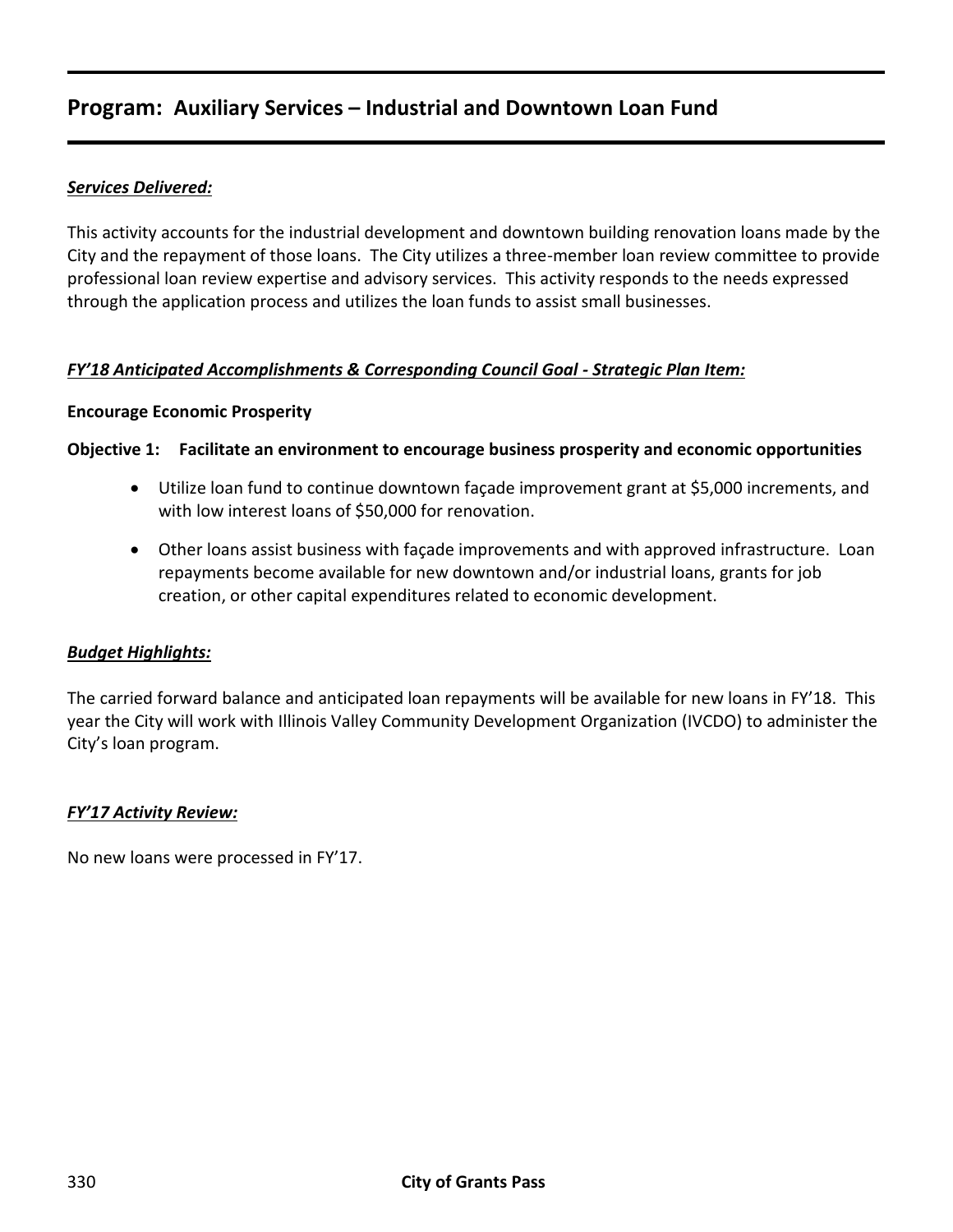## Program: Auxiliary Services – Industrial and Downtown Loan Fund

***Services Delivered:***

This activity accounts for the industrial development and downtown building renovation loans made by the City and the repayment of those loans. The City utilizes a three-member loan review committee to provide professional loan review expertise and advisory services. This activity responds to the needs expressed through the application process and utilizes the loan funds to assist small businesses.

***FY'18 Anticipated Accomplishments & Corresponding Council Goal - Strategic Plan Item:***

**Encourage Economic Prosperity**

**Objective 1: Facilitate an environment to encourage business prosperity and economic opportunities**

- Utilize loan fund to continue downtown façade improvement grant at $5,000 increments, and with low interest loans of $50,000 for renovation.
- Other loans assist business with façade improvements and with approved infrastructure. Loan repayments become available for new downtown and/or industrial loans, grants for job creation, or other capital expenditures related to economic development.

***Budget Highlights:***

The carried forward balance and anticipated loan repayments will be available for new loans in FY'18. This year the City will work with Illinois Valley Community Development Organization (IVCDO) to administer the City's loan program.

***FY'17 Activity Review:***

No new loans were processed in FY'17.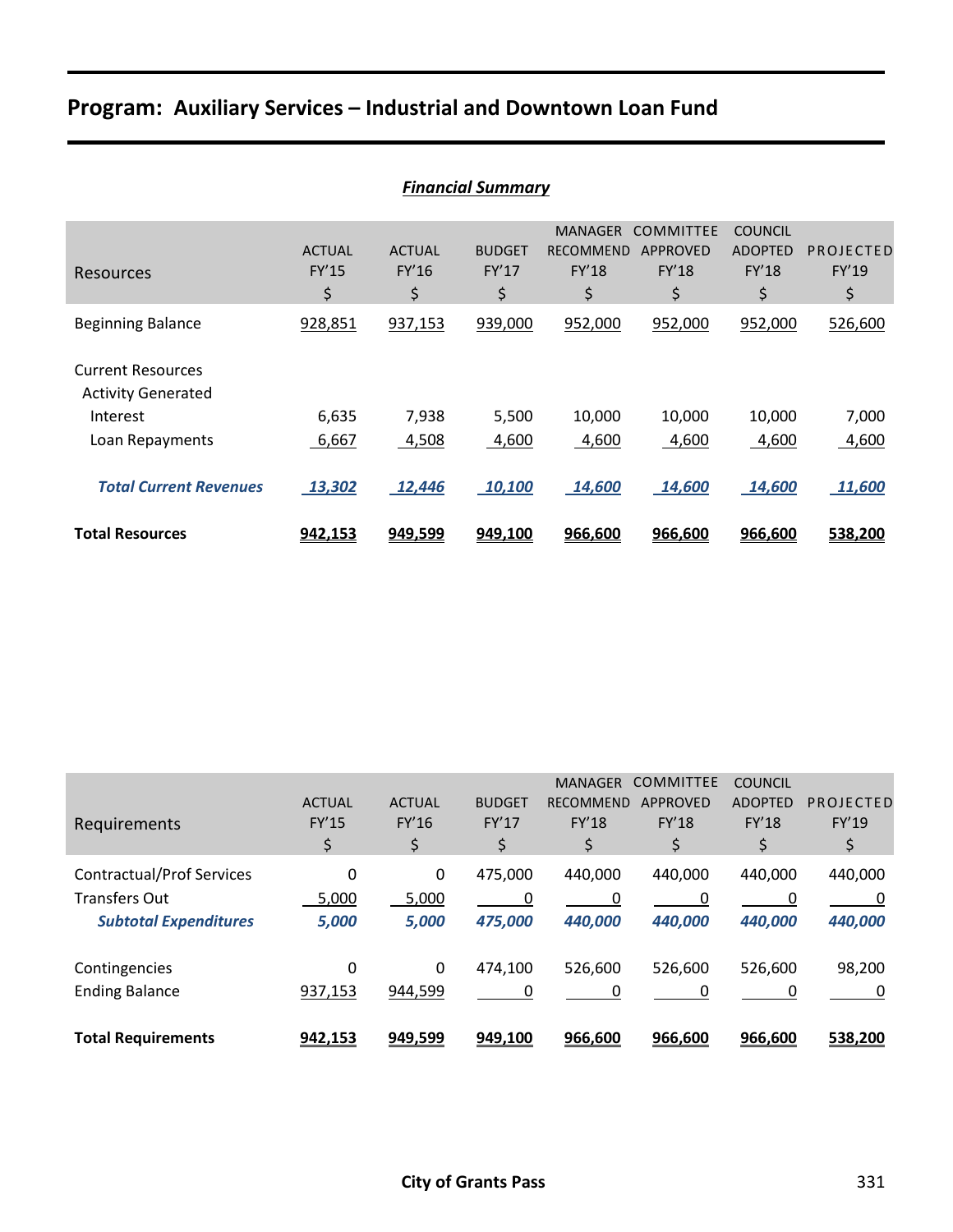# Program: Auxiliary Services – Industrial and Downtown Loan Fund

***Financial Summary***

| Resources | ACTUAL FY'15 $ | ACTUAL FY'16 $ | BUDGET FY'17 $ | MANAGER RECOMMEND FY'18 $ | COMMITTEE APPROVED FY'18 $ | COUNCIL ADOPTED FY'18 $ | PROJECTED FY'19 $ |
|---|---|---|---|---|---|---|---|
| Beginning Balance | 928,851 | 937,153 | 939,000 | 952,000 | 952,000 | 952,000 | 526,600 |
| Current Resources | | | | | | | |
| Activity Generated | | | | | | | |
| Interest | 6,635 | 7,938 | 5,500 | 10,000 | 10,000 | 10,000 | 7,000 |
| Loan Repayments | 6,667 | 4,508 | 4,600 | 4,600 | 4,600 | 4,600 | 4,600 |
| ***Total Current Revenues*** | ***13,302*** | ***12,446*** | ***10,100*** | ***14,600*** | ***14,600*** | ***14,600*** | ***11,600*** |
| **Total Resources** | **942,153** | **949,599** | **949,100** | **966,600** | **966,600** | **966,600** | **538,200** |

| Requirements | ACTUAL FY'15 $ | ACTUAL FY'16 $ | BUDGET FY'17 $ | MANAGER RECOMMEND FY'18 $ | COMMITTEE APPROVED FY'18 $ | COUNCIL ADOPTED FY'18 $ | PROJECTED FY'19 $ |
|---|---|---|---|---|---|---|---|
| Contractual/Prof Services | 0 | 0 | 475,000 | 440,000 | 440,000 | 440,000 | 440,000 |
| Transfers Out | 5,000 | 5,000 | 0 | 0 | 0 | 0 | 0 |
| ***Subtotal Expenditures*** | ***5,000*** | ***5,000*** | ***475,000*** | ***440,000*** | ***440,000*** | ***440,000*** | ***440,000*** |
| Contingencies | 0 | 0 | 474,100 | 526,600 | 526,600 | 526,600 | 98,200 |
| Ending Balance | 937,153 | 944,599 | 0 | 0 | 0 | 0 | 0 |
| **Total Requirements** | **942,153** | **949,599** | **949,100** | **966,600** | **966,600** | **966,600** | **538,200** |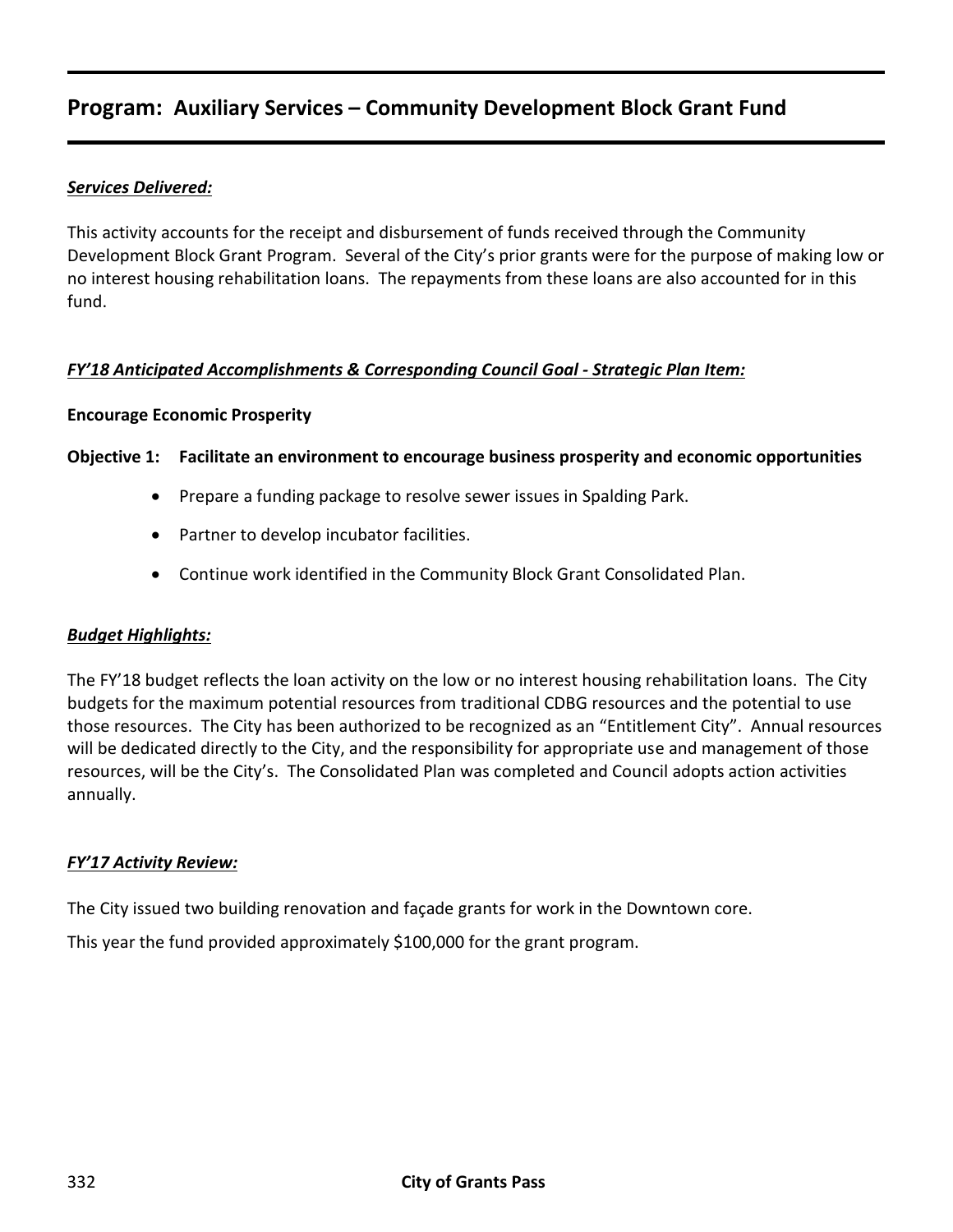## Program: Auxiliary Services – Community Development Block Grant Fund

***Services Delivered:***

This activity accounts for the receipt and disbursement of funds received through the Community Development Block Grant Program. Several of the City's prior grants were for the purpose of making low or no interest housing rehabilitation loans. The repayments from these loans are also accounted for in this fund.

***FY'18 Anticipated Accomplishments & Corresponding Council Goal - Strategic Plan Item:***

**Encourage Economic Prosperity**

**Objective 1: Facilitate an environment to encourage business prosperity and economic opportunities**

- Prepare a funding package to resolve sewer issues in Spalding Park.
- Partner to develop incubator facilities.
- Continue work identified in the Community Block Grant Consolidated Plan.

***Budget Highlights:***

The FY'18 budget reflects the loan activity on the low or no interest housing rehabilitation loans. The City budgets for the maximum potential resources from traditional CDBG resources and the potential to use those resources. The City has been authorized to be recognized as an "Entitlement City". Annual resources will be dedicated directly to the City, and the responsibility for appropriate use and management of those resources, will be the City's. The Consolidated Plan was completed and Council adopts action activities annually.

***FY'17 Activity Review:***

The City issued two building renovation and façade grants for work in the Downtown core.

This year the fund provided approximately $100,000 for the grant program.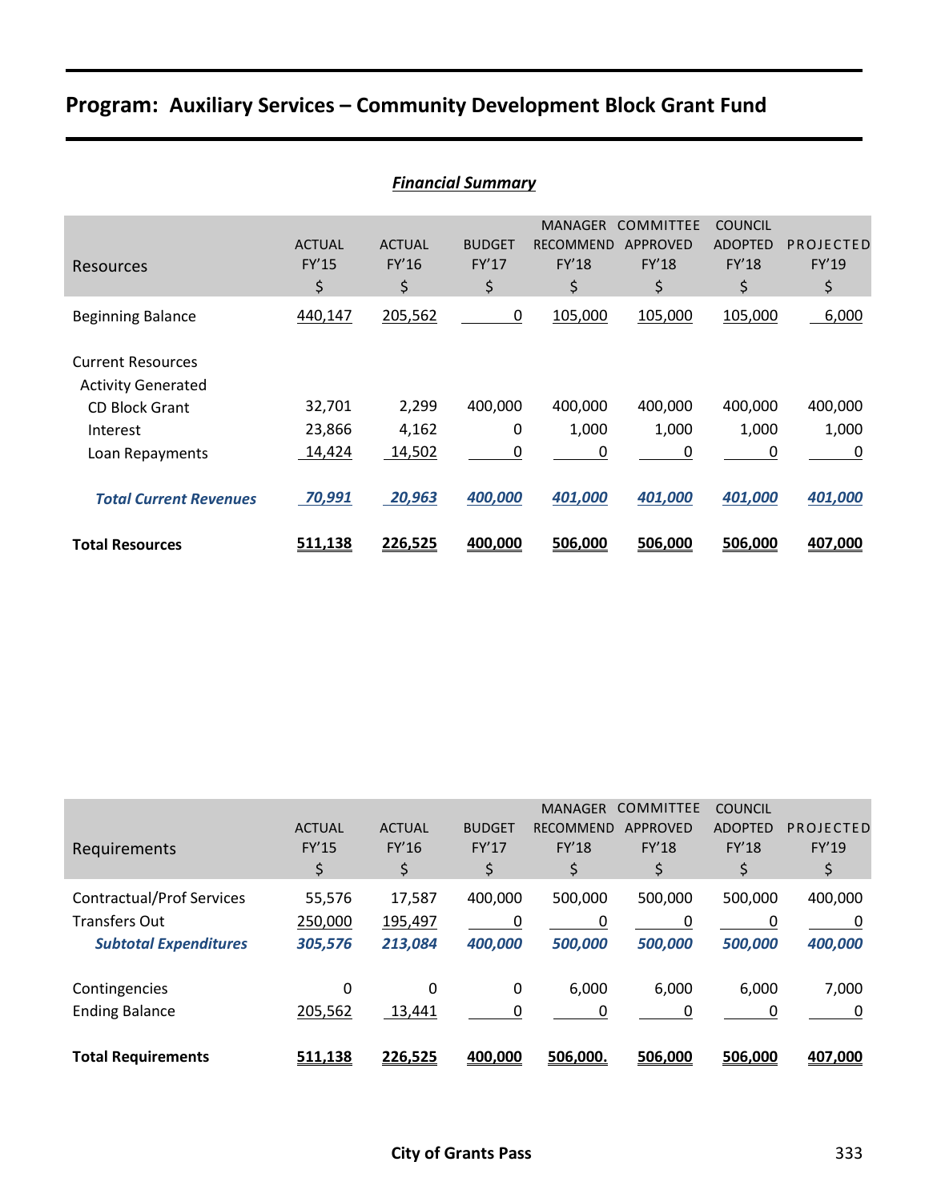# Program: Auxiliary Services – Community Development Block Grant Fund

***Financial Summary***

| Resources | ACTUAL FY'15 $ | ACTUAL FY'16 $ | BUDGET FY'17 $ | MANAGER RECOMMEND FY'18 $ | COMMITTEE APPROVED FY'18 $ | COUNCIL ADOPTED FY'18 $ | PROJECTED FY'19 $ |
|---|---|---|---|---|---|---|---|
| Beginning Balance | 440,147 | 205,562 | 0 | 105,000 | 105,000 | 105,000 | 6,000 |
| Current Resources | | | | | | | |
| Activity Generated | | | | | | | |
| CD Block Grant | 32,701 | 2,299 | 400,000 | 400,000 | 400,000 | 400,000 | 400,000 |
| Interest | 23,866 | 4,162 | 0 | 1,000 | 1,000 | 1,000 | 1,000 |
| Loan Repayments | 14,424 | 14,502 | 0 | 0 | 0 | 0 | 0 |
| ***Total Current Revenues*** | ***70,991*** | ***20,963*** | ***400,000*** | ***401,000*** | ***401,000*** | ***401,000*** | ***401,000*** |
| **Total Resources** | **511,138** | **226,525** | **400,000** | **506,000** | **506,000** | **506,000** | **407,000** |

| Requirements | ACTUAL FY'15 $ | ACTUAL FY'16 $ | BUDGET FY'17 $ | MANAGER RECOMMEND FY'18 $ | COMMITTEE APPROVED FY'18 $ | COUNCIL ADOPTED FY'18 $ | PROJECTED FY'19 $ |
|---|---|---|---|---|---|---|---|
| Contractual/Prof Services | 55,576 | 17,587 | 400,000 | 500,000 | 500,000 | 500,000 | 400,000 |
| Transfers Out | 250,000 | 195,497 | 0 | 0 | 0 | 0 | 0 |
| ***Subtotal Expenditures*** | ***305,576*** | ***213,084*** | ***400,000*** | ***500,000*** | ***500,000*** | ***500,000*** | ***400,000*** |
| Contingencies | 0 | 0 | 0 | 6,000 | 6,000 | 6,000 | 7,000 |
| Ending Balance | 205,562 | 13,441 | 0 | 0 | 0 | 0 | 0 |
| **Total Requirements** | **511,138** | **226,525** | **400,000** | **506,000.** | **506,000** | **506,000** | **407,000** |

**City of Grants Pass**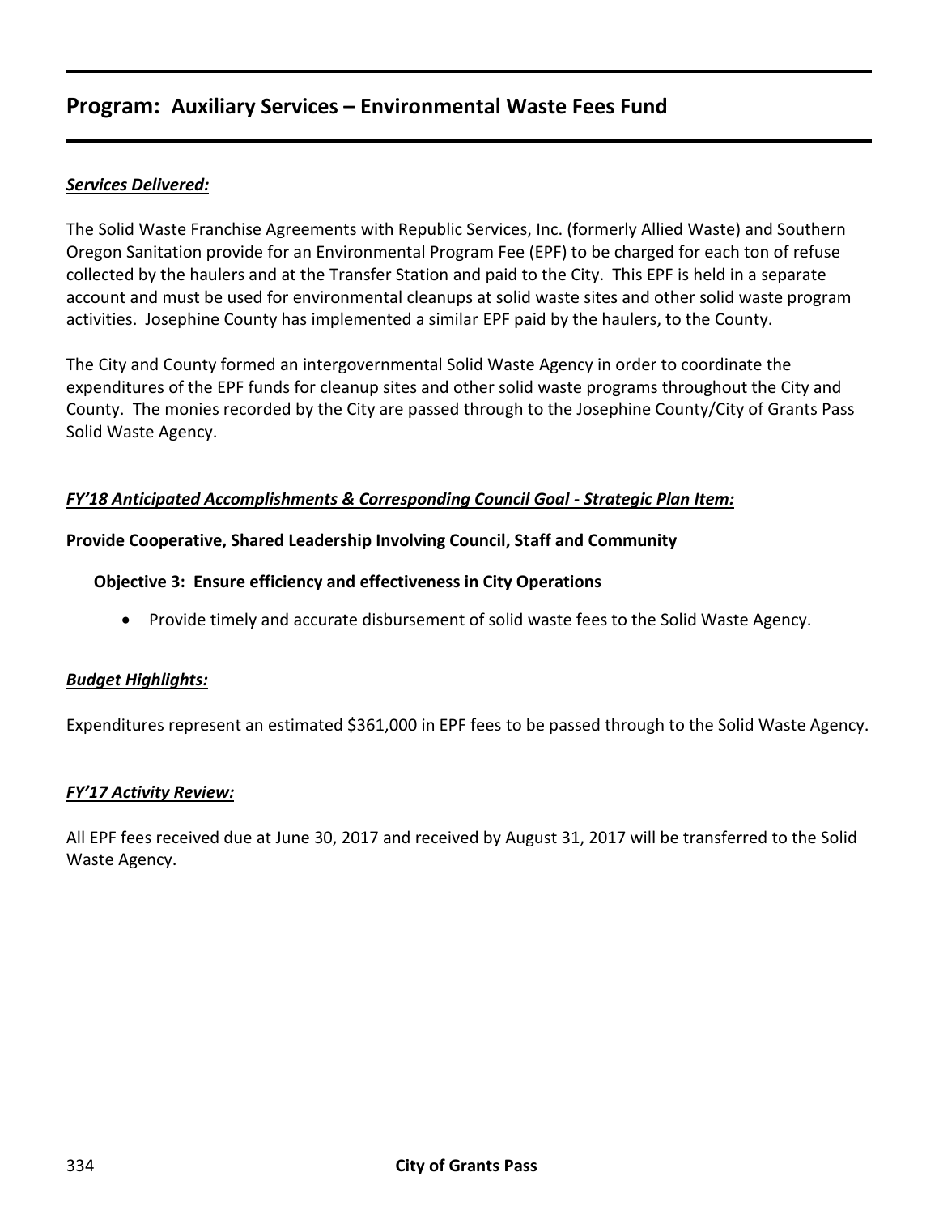## Program: Auxiliary Services – Environmental Waste Fees Fund

***Services Delivered:***

The Solid Waste Franchise Agreements with Republic Services, Inc. (formerly Allied Waste) and Southern Oregon Sanitation provide for an Environmental Program Fee (EPF) to be charged for each ton of refuse collected by the haulers and at the Transfer Station and paid to the City. This EPF is held in a separate account and must be used for environmental cleanups at solid waste sites and other solid waste program activities. Josephine County has implemented a similar EPF paid by the haulers, to the County.

The City and County formed an intergovernmental Solid Waste Agency in order to coordinate the expenditures of the EPF funds for cleanup sites and other solid waste programs throughout the City and County. The monies recorded by the City are passed through to the Josephine County/City of Grants Pass Solid Waste Agency.

***FY'18 Anticipated Accomplishments & Corresponding Council Goal - Strategic Plan Item:***

**Provide Cooperative, Shared Leadership Involving Council, Staff and Community**

**Objective 3: Ensure efficiency and effectiveness in City Operations**

- Provide timely and accurate disbursement of solid waste fees to the Solid Waste Agency.

***Budget Highlights:***

Expenditures represent an estimated $361,000 in EPF fees to be passed through to the Solid Waste Agency.

***FY'17 Activity Review:***

All EPF fees received due at June 30, 2017 and received by August 31, 2017 will be transferred to the Solid Waste Agency.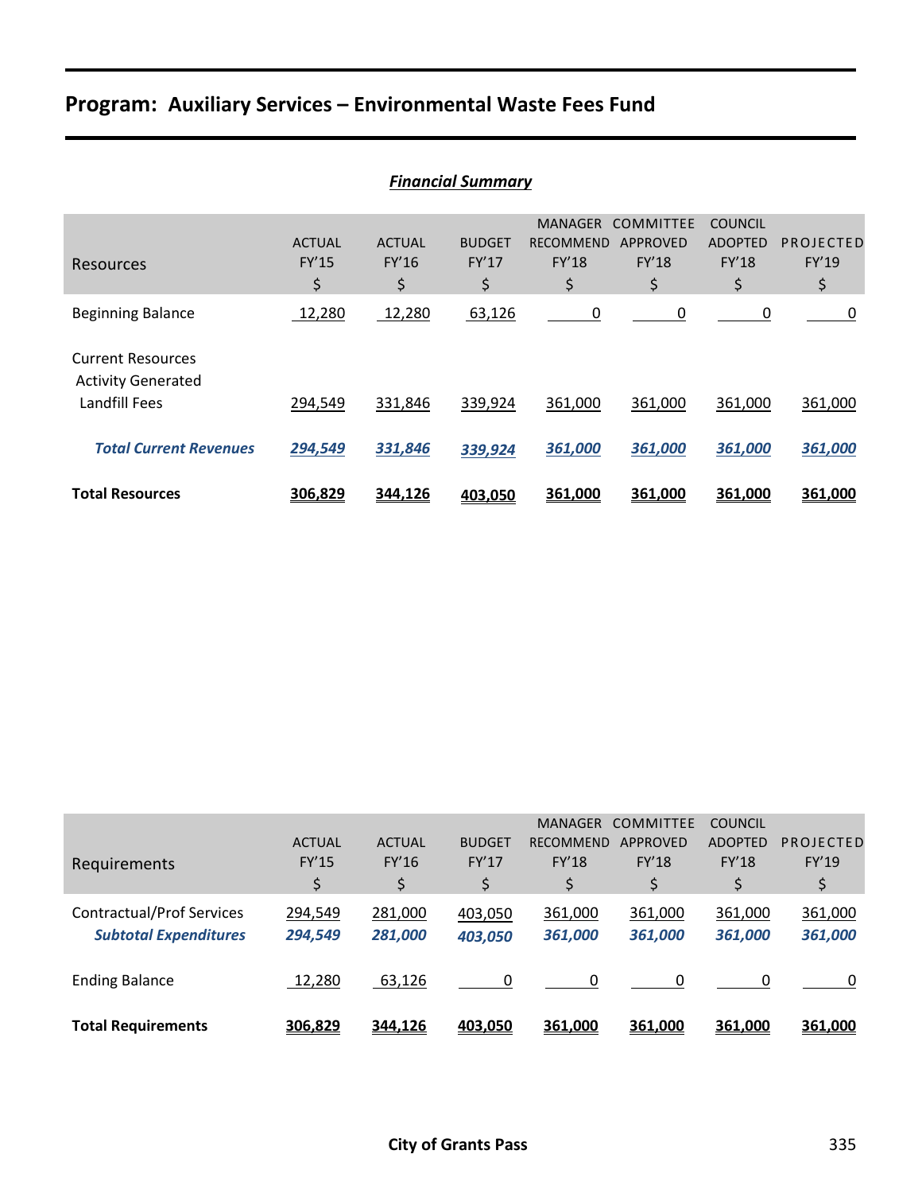## Program: Auxiliary Services – Environmental Waste Fees Fund

### *Financial Summary*

| Resources | ACTUAL FY'15 $ | ACTUAL FY'16 $ | BUDGET FY'17 $ | MANAGER RECOMMEND FY'18 $ | COMMITTEE APPROVED FY'18 $ | COUNCIL ADOPTED FY'18 $ | PROJECTED FY'19 $ |
|---|---|---|---|---|---|---|---|
| Beginning Balance | 12,280 | 12,280 | 63,126 | 0 | 0 | 0 | 0 |
| Current Resources | | | | | | | |
| Activity Generated | | | | | | | |
| Landfill Fees | 294,549 | 331,846 | 339,924 | 361,000 | 361,000 | 361,000 | 361,000 |
| ***Total Current Revenues*** | ***294,549*** | ***331,846*** | ***339,924*** | ***361,000*** | ***361,000*** | ***361,000*** | ***361,000*** |
| **Total Resources** | **306,829** | **344,126** | **403,050** | **361,000** | **361,000** | **361,000** | **361,000** |

| Requirements | ACTUAL FY'15 $ | ACTUAL FY'16 $ | BUDGET FY'17 $ | MANAGER RECOMMEND FY'18 $ | COMMITTEE APPROVED FY'18 $ | COUNCIL ADOPTED FY'18 $ | PROJECTED FY'19 $ |
|---|---|---|---|---|---|---|---|
| Contractual/Prof Services | 294,549 | 281,000 | 403,050 | 361,000 | 361,000 | 361,000 | 361,000 |
| ***Subtotal Expenditures*** | ***294,549*** | ***281,000*** | ***403,050*** | ***361,000*** | ***361,000*** | ***361,000*** | ***361,000*** |
| Ending Balance | 12,280 | 63,126 | 0 | 0 | 0 | 0 | 0 |
| **Total Requirements** | **306,829** | **344,126** | **403,050** | **361,000** | **361,000** | **361,000** | **361,000** |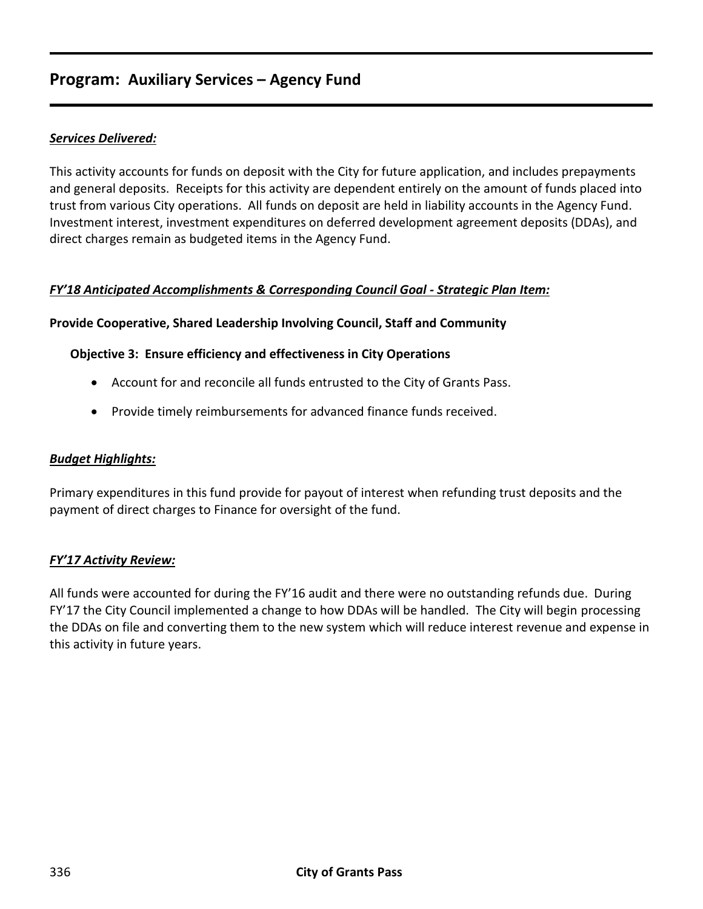## Program: Auxiliary Services – Agency Fund

***Services Delivered:***

This activity accounts for funds on deposit with the City for future application, and includes prepayments and general deposits. Receipts for this activity are dependent entirely on the amount of funds placed into trust from various City operations. All funds on deposit are held in liability accounts in the Agency Fund. Investment interest, investment expenditures on deferred development agreement deposits (DDAs), and direct charges remain as budgeted items in the Agency Fund.

***FY'18 Anticipated Accomplishments & Corresponding Council Goal - Strategic Plan Item:***

**Provide Cooperative, Shared Leadership Involving Council, Staff and Community**

**Objective 3: Ensure efficiency and effectiveness in City Operations**

- Account for and reconcile all funds entrusted to the City of Grants Pass.
- Provide timely reimbursements for advanced finance funds received.

***Budget Highlights:***

Primary expenditures in this fund provide for payout of interest when refunding trust deposits and the payment of direct charges to Finance for oversight of the fund.

***FY'17 Activity Review:***

All funds were accounted for during the FY'16 audit and there were no outstanding refunds due. During FY'17 the City Council implemented a change to how DDAs will be handled. The City will begin processing the DDAs on file and converting them to the new system which will reduce interest revenue and expense in this activity in future years.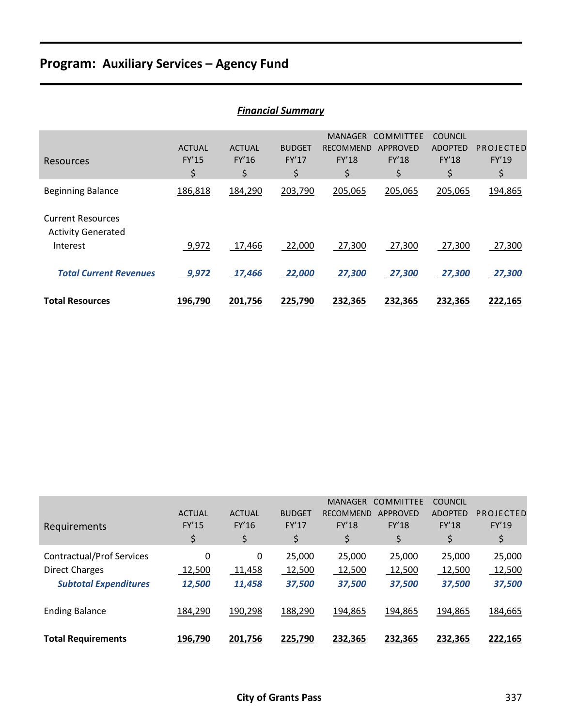# Program: Auxiliary Services – Agency Fund

## *Financial Summary*

| Resources | ACTUAL FY'15 $ | ACTUAL FY'16 $ | BUDGET FY'17 $ | MANAGER RECOMMEND FY'18 $ | COMMITTEE APPROVED FY'18 $ | COUNCIL ADOPTED FY'18 $ | PROJECTED FY'19 $ |
|---|---|---|---|---|---|---|---|
| Beginning Balance | 186,818 | 184,290 | 203,790 | 205,065 | 205,065 | 205,065 | 194,865 |
| Current Resources | | | | | | | |
| Activity Generated | | | | | | | |
| Interest | 9,972 | 17,466 | 22,000 | 27,300 | 27,300 | 27,300 | 27,300 |
| ***Total Current Revenues*** | ***9,972*** | ***17,466*** | ***22,000*** | ***27,300*** | ***27,300*** | ***27,300*** | ***27,300*** |
| **Total Resources** | **196,790** | **201,756** | **225,790** | **232,365** | **232,365** | **232,365** | **222,165** |

| Requirements | ACTUAL FY'15 $ | ACTUAL FY'16 $ | BUDGET FY'17 $ | MANAGER RECOMMEND FY'18 $ | COMMITTEE APPROVED FY'18 $ | COUNCIL ADOPTED FY'18 $ | PROJECTED FY'19 $ |
|---|---|---|---|---|---|---|---|
| Contractual/Prof Services | 0 | 0 | 25,000 | 25,000 | 25,000 | 25,000 | 25,000 |
| Direct Charges | 12,500 | 11,458 | 12,500 | 12,500 | 12,500 | 12,500 | 12,500 |
| ***Subtotal Expenditures*** | ***12,500*** | ***11,458*** | ***37,500*** | ***37,500*** | ***37,500*** | ***37,500*** | ***37,500*** |
| Ending Balance | 184,290 | 190,298 | 188,290 | 194,865 | 194,865 | 194,865 | 184,665 |
| **Total Requirements** | **196,790** | **201,756** | **225,790** | **232,365** | **232,365** | **232,365** | **222,165** |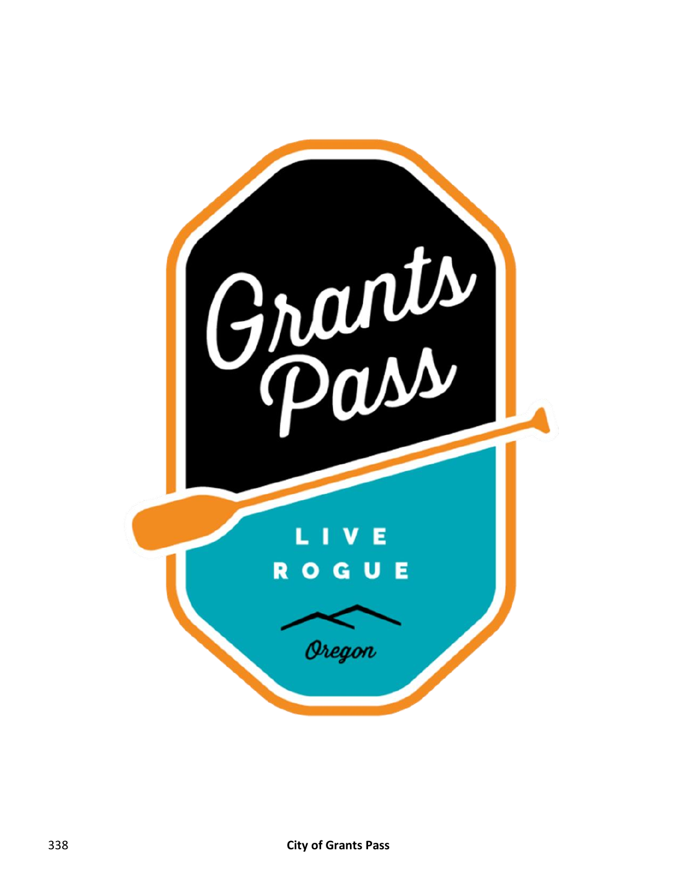Grants Pass

LIVE ROGUE

Oregon